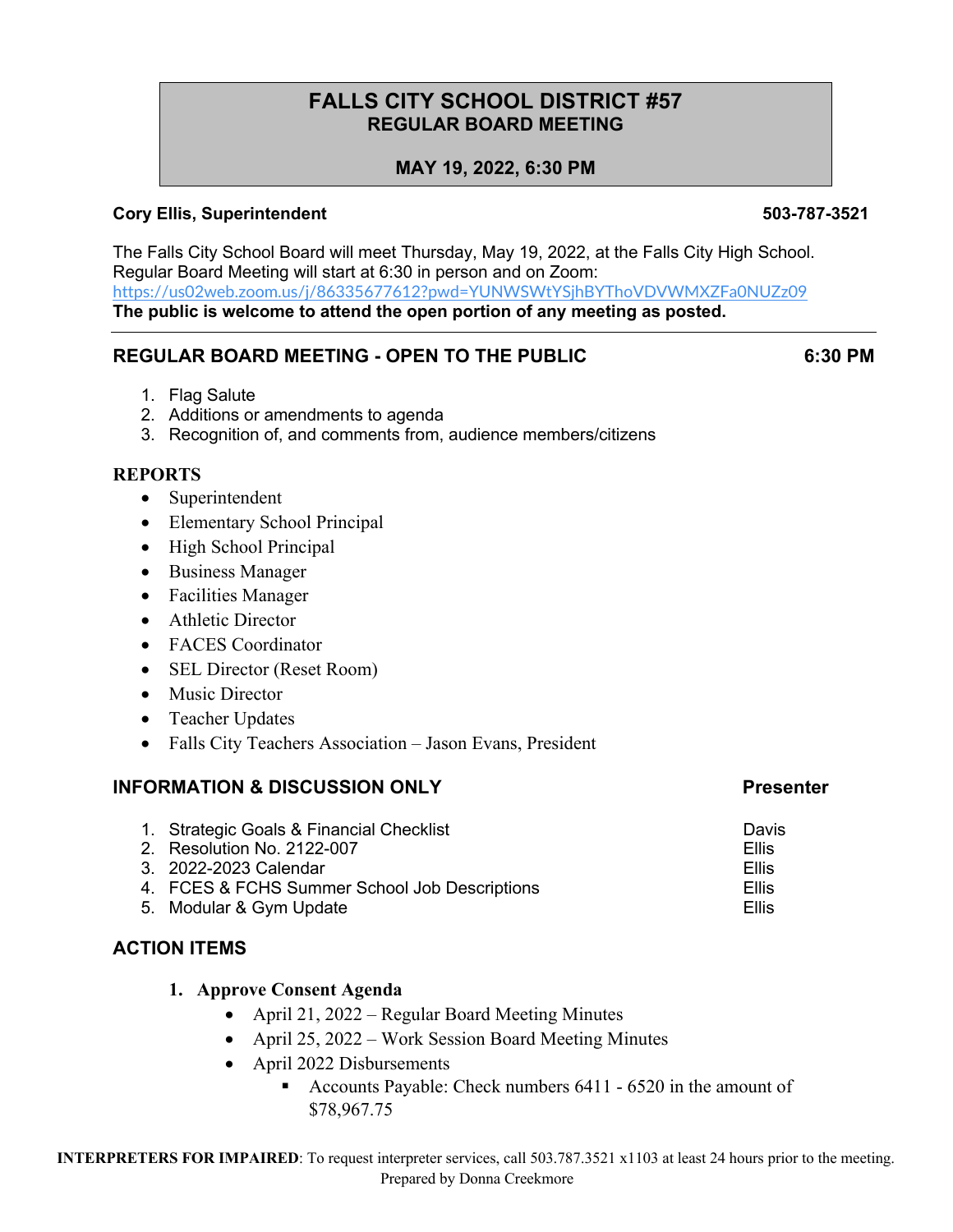# FALLS CITY SCHOOL DISTRICT #57

## REGULAR BOARD MEETING

**MAY 19, 2022, 6:30 PM**

**Cory Ellis, Superintendent** **503-787-3521**

The Falls City School Board will meet Thursday, May 19, 2022, at the Falls City High School. Regular Board Meeting will start at 6:30 in person and on Zoom:
https://us02web.zoom.us/j/86335677612?pwd=YUNWSWtYSjhBYThoVDVWMXZFa0NUZz09
**The public is welcome to attend the open portion of any meeting as posted.**

---

## REGULAR BOARD MEETING - OPEN TO THE PUBLIC 6:30 PM

1. Flag Salute
2. Additions or amendments to agenda
3. Recognition of, and comments from, audience members/citizens

### REPORTS

- Superintendent
- Elementary School Principal
- High School Principal
- Business Manager
- Facilities Manager
- Athletic Director
- FACES Coordinator
- SEL Director (Reset Room)
- Music Director
- Teacher Updates
- Falls City Teachers Association – Jason Evans, President

### INFORMATION & DISCUSSION ONLY

| Item | Presenter |
|---|---|
| 1. Strategic Goals & Financial Checklist | Davis |
| 2. Resolution No. 2122-007 | Ellis |
| 3. 2022-2023 Calendar | Ellis |
| 4. FCES & FCHS Summer School Job Descriptions | Ellis |
| 5. Modular & Gym Update | Ellis |

### ACTION ITEMS

1. **Approve Consent Agenda**
   - April 21, 2022 – Regular Board Meeting Minutes
   - April 25, 2022 – Work Session Board Meeting Minutes
   - April 2022 Disbursements
     - Accounts Payable: Check numbers 6411 - 6520 in the amount of $78,967.75

**INTERPRETERS FOR IMPAIRED**: To request interpreter services, call 503.787.3521 x1103 at least 24 hours prior to the meeting.
Prepared by Donna Creekmore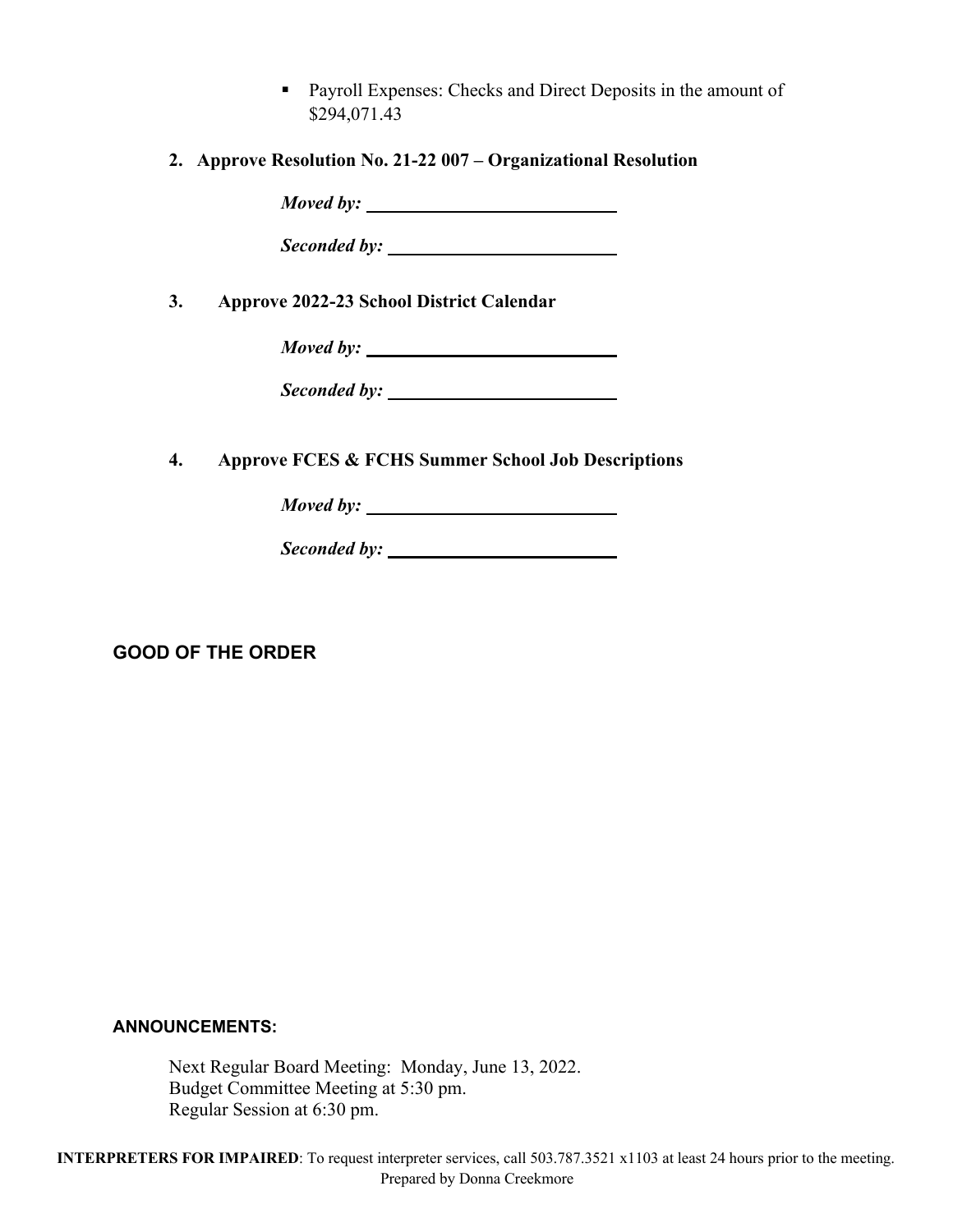- Payroll Expenses: Checks and Direct Deposits in the amount of $294,071.43

**2. Approve Resolution No. 21-22 007 – Organizational Resolution**

***Moved by:*** ____________________________

***Seconded by:*** ________________________

**3. Approve 2022-23 School District Calendar**

***Moved by:*** ____________________________

***Seconded by:*** ________________________

**4. Approve FCES & FCHS Summer School Job Descriptions**

***Moved by:*** ____________________________

***Seconded by:*** ________________________

## GOOD OF THE ORDER

## ANNOUNCEMENTS:

Next Regular Board Meeting: Monday, June 13, 2022.
Budget Committee Meeting at 5:30 pm.
Regular Session at 6:30 pm.

**INTERPRETERS FOR IMPAIRED**: To request interpreter services, call 503.787.3521 x1103 at least 24 hours prior to the meeting.
Prepared by Donna Creekmore